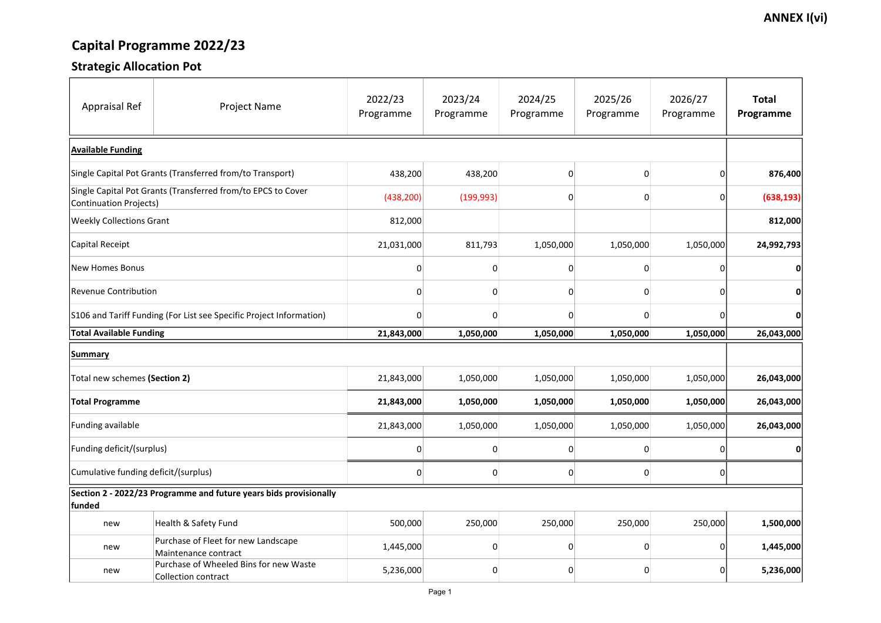**ANNEX I(vi)**

# Capital Programme 2022/23

## Strategic Allocation Pot

| Appraisal Ref | Project Name | 2022/23 Programme | 2023/24 Programme | 2024/25 Programme | 2025/26 Programme | 2026/27 Programme | **Total Programme** |
|---|---|---|---|---|---|---|---|
| **Available Funding** | | | | | | | |
| Single Capital Pot Grants (Transferred from/to Transport) | | 438,200 | 438,200 | 0 | 0 | 0 | **876,400** |
| Single Capital Pot Grants (Transferred from/to EPCS to Cover Continuation Projects) | | (438,200) | (199,993) | 0 | 0 | 0 | **(638,193)** |
| Weekly Collections Grant | | 812,000 | | | | | **812,000** |
| Capital Receipt | | 21,031,000 | 811,793 | 1,050,000 | 1,050,000 | 1,050,000 | **24,992,793** |
| New Homes Bonus | | 0 | 0 | 0 | 0 | 0 | **0** |
| Revenue Contribution | | 0 | 0 | 0 | 0 | 0 | **0** |
| S106 and Tariff Funding (For List see Specific Project Information) | | 0 | 0 | 0 | 0 | 0 | **0** |
| **Total Available Funding** | | **21,843,000** | **1,050,000** | **1,050,000** | **1,050,000** | **1,050,000** | **26,043,000** |
| **Summary** | | | | | | | |
| Total new schemes **(Section 2)** | | 21,843,000 | 1,050,000 | 1,050,000 | 1,050,000 | 1,050,000 | **26,043,000** |
| **Total Programme** | | **21,843,000** | **1,050,000** | **1,050,000** | **1,050,000** | **1,050,000** | **26,043,000** |
| Funding available | | 21,843,000 | 1,050,000 | 1,050,000 | 1,050,000 | 1,050,000 | **26,043,000** |
| Funding deficit/(surplus) | | 0 | 0 | 0 | 0 | 0 | **0** |
| Cumulative funding deficit/(surplus) | | 0 | 0 | 0 | 0 | 0 | |
| **Section 2 - 2022/23 Programme and future years bids provisionally funded** | | | | | | | |
| new | Health & Safety Fund | 500,000 | 250,000 | 250,000 | 250,000 | 250,000 | **1,500,000** |
| new | Purchase of Fleet for new Landscape Maintenance contract | 1,445,000 | 0 | 0 | 0 | 0 | **1,445,000** |
| new | Purchase of Wheeled Bins for new Waste Collection contract | 5,236,000 | 0 | 0 | 0 | 0 | **5,236,000** |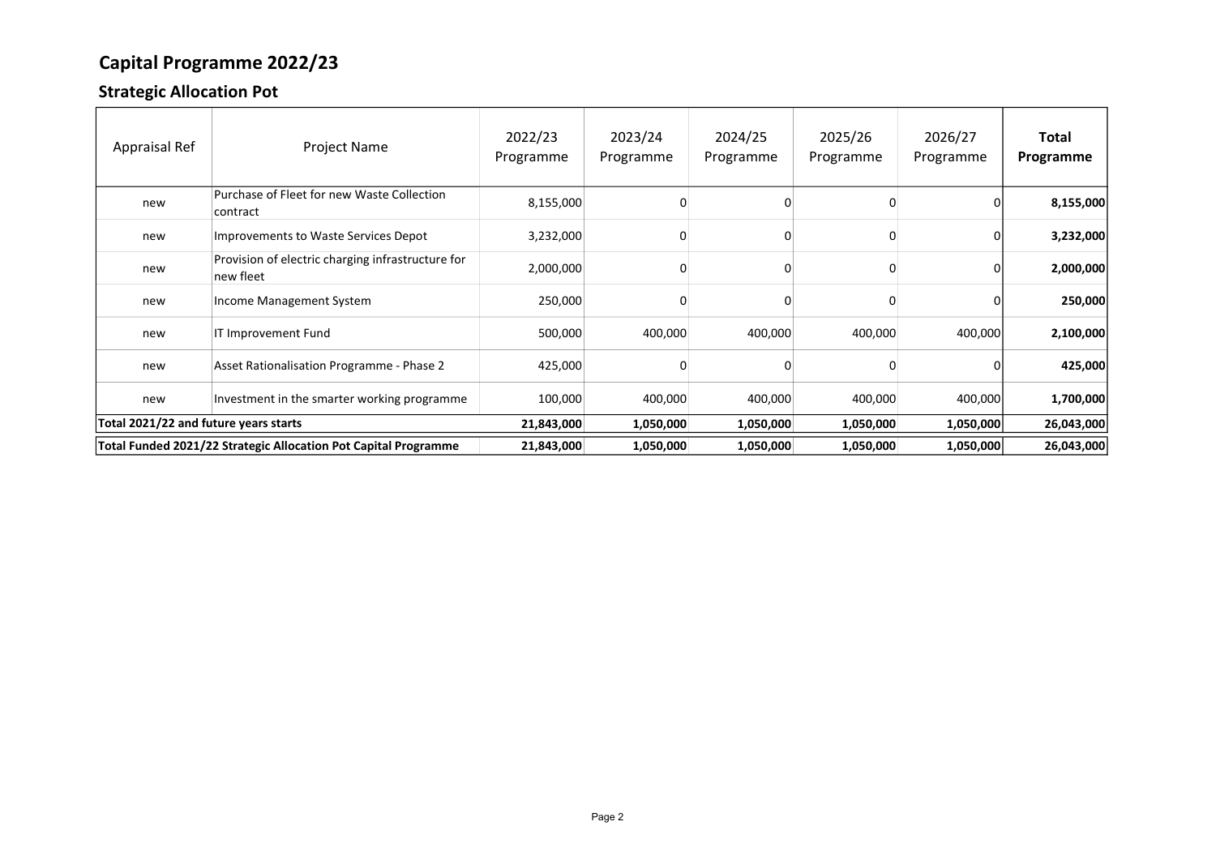# Capital Programme 2022/23

## Strategic Allocation Pot

| Appraisal Ref | Project Name | 2022/23 Programme | 2023/24 Programme | 2024/25 Programme | 2025/26 Programme | 2026/27 Programme | **Total Programme** |
|---|---|---|---|---|---|---|---|
| new | Purchase of Fleet for new Waste Collection contract | 8,155,000 | 0 | 0 | 0 | 0 | **8,155,000** |
| new | Improvements to Waste Services Depot | 3,232,000 | 0 | 0 | 0 | 0 | **3,232,000** |
| new | Provision of electric charging infrastructure for new fleet | 2,000,000 | 0 | 0 | 0 | 0 | **2,000,000** |
| new | Income Management System | 250,000 | 0 | 0 | 0 | 0 | **250,000** |
| new | IT Improvement Fund | 500,000 | 400,000 | 400,000 | 400,000 | 400,000 | **2,100,000** |
| new | Asset Rationalisation Programme - Phase 2 | 425,000 | 0 | 0 | 0 | 0 | **425,000** |
| new | Investment in the smarter working programme | 100,000 | 400,000 | 400,000 | 400,000 | 400,000 | **1,700,000** |
| **Total 2021/22 and future years starts** | | **21,843,000** | **1,050,000** | **1,050,000** | **1,050,000** | **1,050,000** | **26,043,000** |
| **Total Funded 2021/22 Strategic Allocation Pot Capital Programme** | | **21,843,000** | **1,050,000** | **1,050,000** | **1,050,000** | **1,050,000** | **26,043,000** |